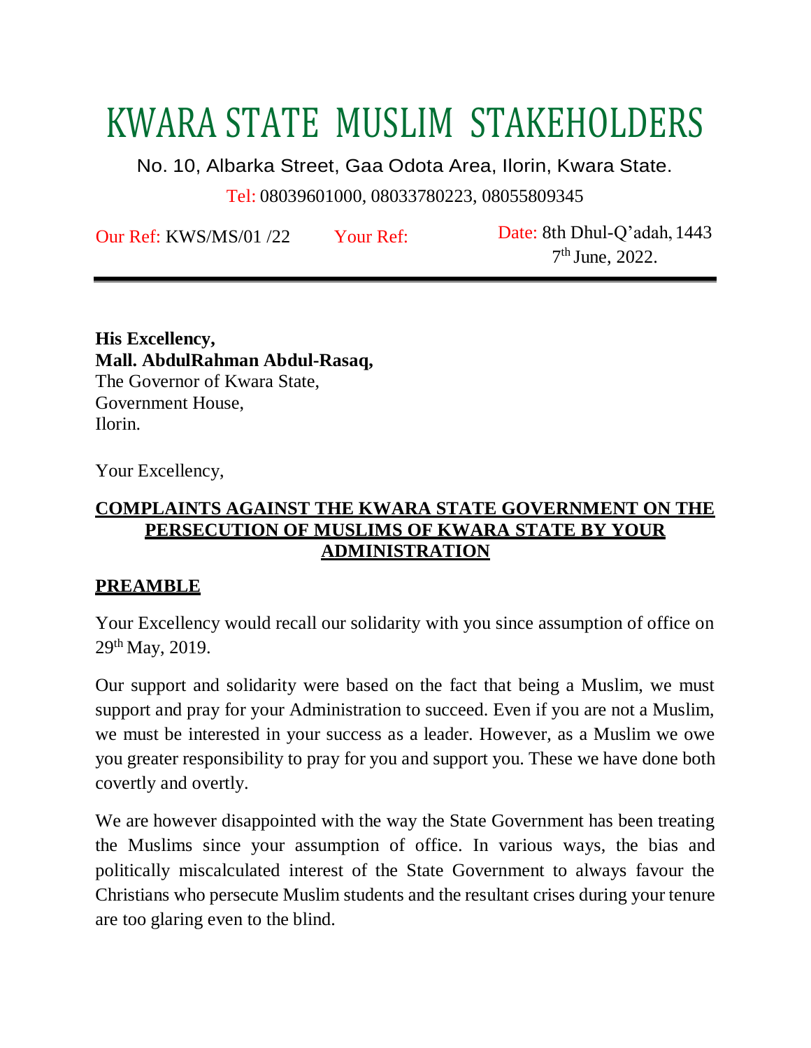# KWARA STATE MUSLIM STAKEHOLDERS

No. 10, Albarka Street, Gaa Odota Area, Ilorin, Kwara State.

Tel: 08039601000, 08033780223, 08055809345

Our Ref: KWS/MS/01 /22 Your Ref: Date: 8th Dhul-Q'adah, 1443
7th June, 2022.

---

**His Excellency,**
**Mall. AbdulRahman Abdul-Rasaq,**
The Governor of Kwara State,
Government House,
Ilorin.

Your Excellency,

**COMPLAINTS AGAINST THE KWARA STATE GOVERNMENT ON THE PERSECUTION OF MUSLIMS OF KWARA STATE BY YOUR ADMINISTRATION**

**PREAMBLE**

Your Excellency would recall our solidarity with you since assumption of office on 29th May, 2019.

Our support and solidarity were based on the fact that being a Muslim, we must support and pray for your Administration to succeed. Even if you are not a Muslim, we must be interested in your success as a leader. However, as a Muslim we owe you greater responsibility to pray for you and support you. These we have done both covertly and overtly.

We are however disappointed with the way the State Government has been treating the Muslims since your assumption of office. In various ways, the bias and politically miscalculated interest of the State Government to always favour the Christians who persecute Muslim students and the resultant crises during your tenure are too glaring even to the blind.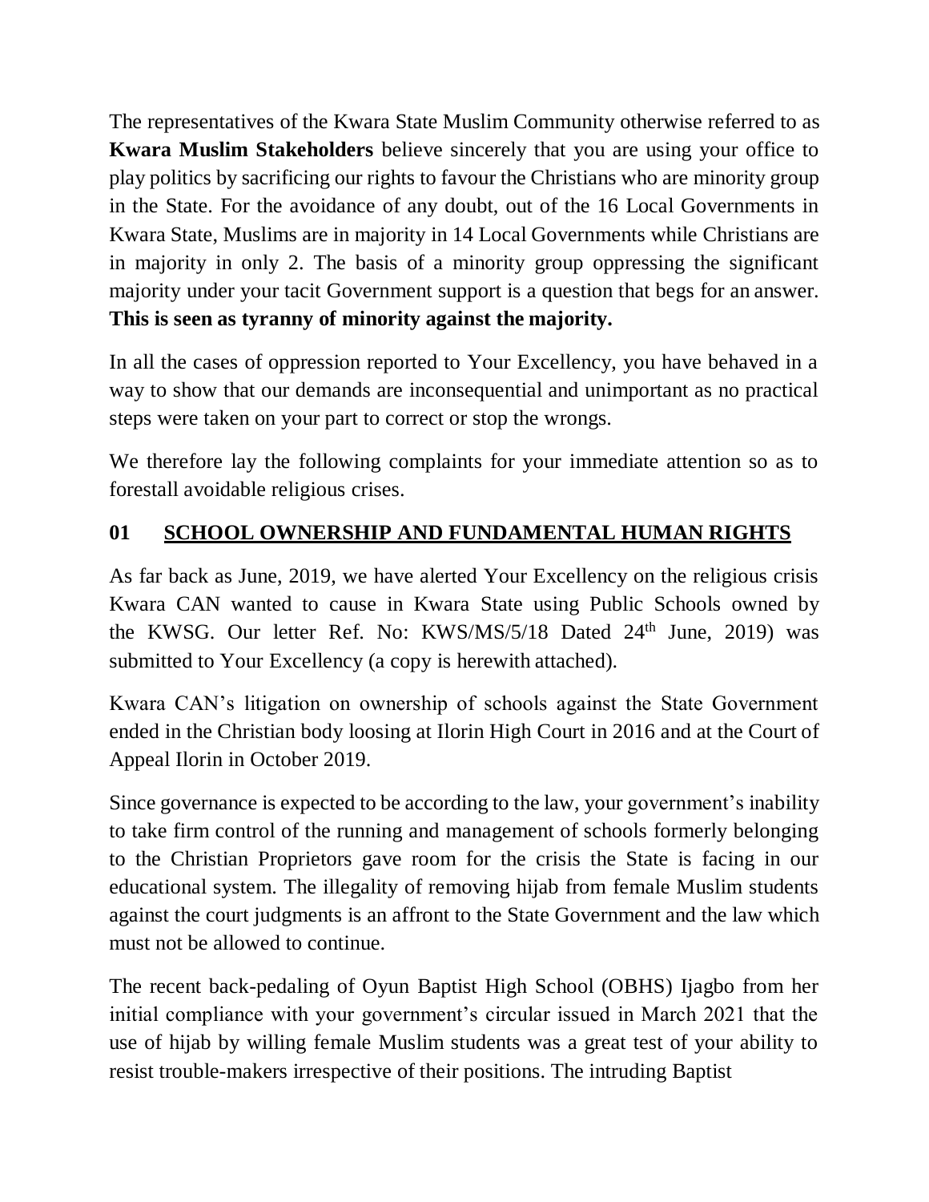The representatives of the Kwara State Muslim Community otherwise referred to as **Kwara Muslim Stakeholders** believe sincerely that you are using your office to play politics by sacrificing our rights to favour the Christians who are minority group in the State. For the avoidance of any doubt, out of the 16 Local Governments in Kwara State, Muslims are in majority in 14 Local Governments while Christians are in majority in only 2. The basis of a minority group oppressing the significant majority under your tacit Government support is a question that begs for an answer. **This is seen as tyranny of minority against the majority.**

In all the cases of oppression reported to Your Excellency, you have behaved in a way to show that our demands are inconsequential and unimportant as no practical steps were taken on your part to correct or stop the wrongs.

We therefore lay the following complaints for your immediate attention so as to forestall avoidable religious crises.

## 01 <u>SCHOOL OWNERSHIP AND FUNDAMENTAL HUMAN RIGHTS</u>

As far back as June, 2019, we have alerted Your Excellency on the religious crisis Kwara CAN wanted to cause in Kwara State using Public Schools owned by the KWSG. Our letter Ref. No: KWS/MS/5/18 Dated 24th June, 2019) was submitted to Your Excellency (a copy is herewith attached).

Kwara CAN's litigation on ownership of schools against the State Government ended in the Christian body loosing at Ilorin High Court in 2016 and at the Court of Appeal Ilorin in October 2019.

Since governance is expected to be according to the law, your government's inability to take firm control of the running and management of schools formerly belonging to the Christian Proprietors gave room for the crisis the State is facing in our educational system. The illegality of removing hijab from female Muslim students against the court judgments is an affront to the State Government and the law which must not be allowed to continue.

The recent back-pedaling of Oyun Baptist High School (OBHS) Ijagbo from her initial compliance with your government's circular issued in March 2021 that the use of hijab by willing female Muslim students was a great test of your ability to resist trouble-makers irrespective of their positions. The intruding Baptist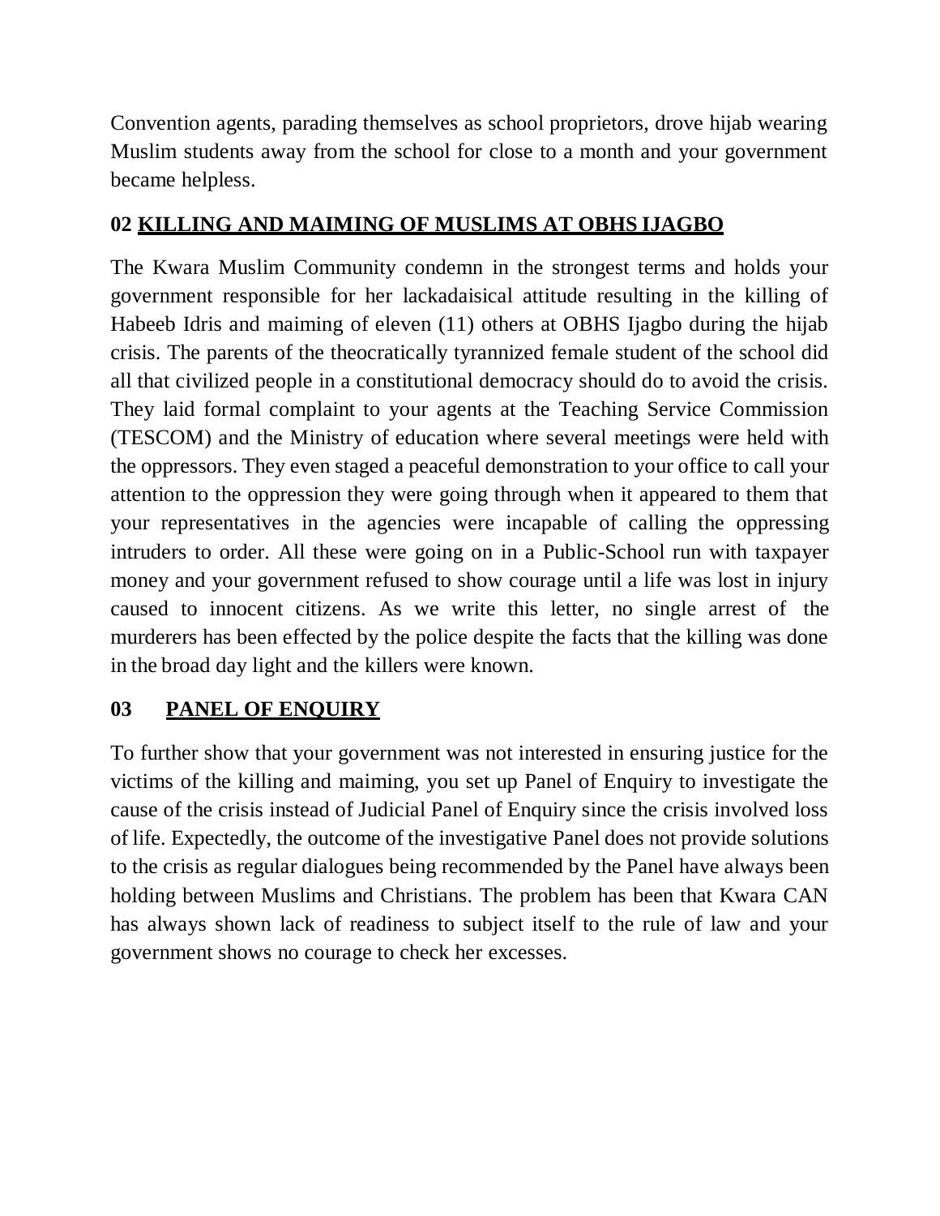Convention agents, parading themselves as school proprietors, drove hijab wearing Muslim students away from the school for close to a month and your government became helpless.

## 02 KILLING AND MAIMING OF MUSLIMS AT OBHS IJAGBO

The Kwara Muslim Community condemn in the strongest terms and holds your government responsible for her lackadaisical attitude resulting in the killing of Habeeb Idris and maiming of eleven (11) others at OBHS Ijagbo during the hijab crisis. The parents of the theocratically tyrannized female student of the school did all that civilized people in a constitutional democracy should do to avoid the crisis. They laid formal complaint to your agents at the Teaching Service Commission (TESCOM) and the Ministry of education where several meetings were held with the oppressors. They even staged a peaceful demonstration to your office to call your attention to the oppression they were going through when it appeared to them that your representatives in the agencies were incapable of calling the oppressing intruders to order. All these were going on in a Public-School run with taxpayer money and your government refused to show courage until a life was lost in injury caused to innocent citizens. As we write this letter, no single arrest of the murderers has been effected by the police despite the facts that the killing was done in the broad day light and the killers were known.

## 03 PANEL OF ENQUIRY

To further show that your government was not interested in ensuring justice for the victims of the killing and maiming, you set up Panel of Enquiry to investigate the cause of the crisis instead of Judicial Panel of Enquiry since the crisis involved loss of life. Expectedly, the outcome of the investigative Panel does not provide solutions to the crisis as regular dialogues being recommended by the Panel have always been holding between Muslims and Christians. The problem has been that Kwara CAN has always shown lack of readiness to subject itself to the rule of law and your government shows no courage to check her excesses.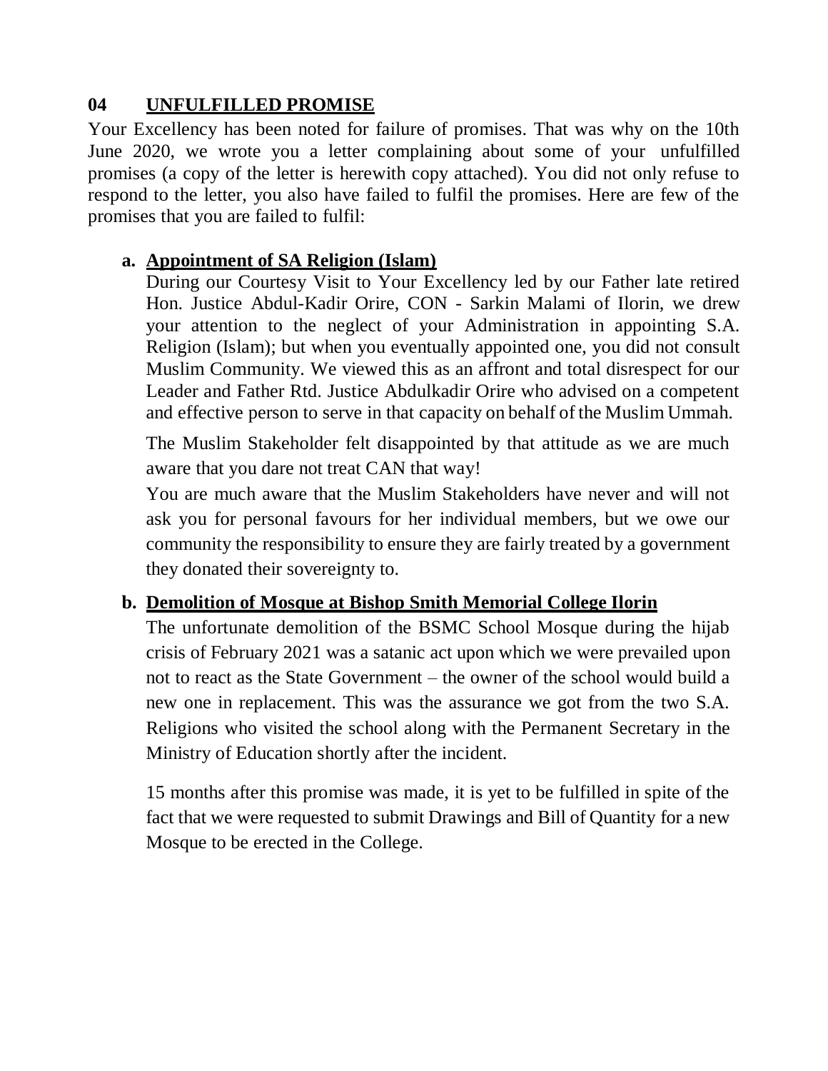## 04 **UNFULFILLED PROMISE**

Your Excellency has been noted for failure of promises. That was why on the 10th June 2020, we wrote you a letter complaining about some of your unfulfilled promises (a copy of the letter is herewith copy attached). You did not only refuse to respond to the letter, you also have failed to fulfil the promises. Here are few of the promises that you are failed to fulfil:

**a. Appointment of SA Religion (Islam)**

During our Courtesy Visit to Your Excellency led by our Father late retired Hon. Justice Abdul-Kadir Orire, CON - Sarkin Malami of Ilorin, we drew your attention to the neglect of your Administration in appointing S.A. Religion (Islam); but when you eventually appointed one, you did not consult Muslim Community. We viewed this as an affront and total disrespect for our Leader and Father Rtd. Justice Abdulkadir Orire who advised on a competent and effective person to serve in that capacity on behalf of the Muslim Ummah.

The Muslim Stakeholder felt disappointed by that attitude as we are much aware that you dare not treat CAN that way!

You are much aware that the Muslim Stakeholders have never and will not ask you for personal favours for her individual members, but we owe our community the responsibility to ensure they are fairly treated by a government they donated their sovereignty to.

**b. Demolition of Mosque at Bishop Smith Memorial College Ilorin**

The unfortunate demolition of the BSMC School Mosque during the hijab crisis of February 2021 was a satanic act upon which we were prevailed upon not to react as the State Government – the owner of the school would build a new one in replacement. This was the assurance we got from the two S.A. Religions who visited the school along with the Permanent Secretary in the Ministry of Education shortly after the incident.

15 months after this promise was made, it is yet to be fulfilled in spite of the fact that we were requested to submit Drawings and Bill of Quantity for a new Mosque to be erected in the College.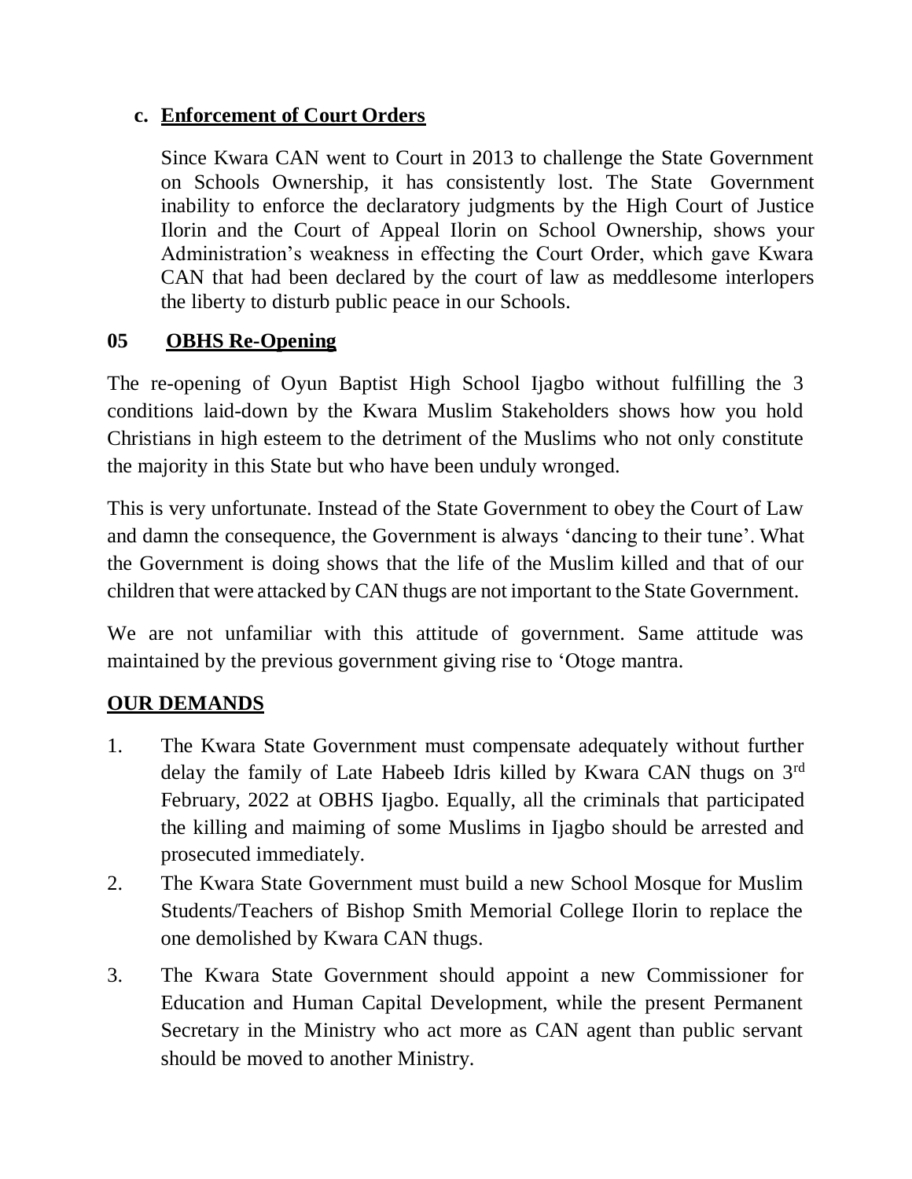### c. Enforcement of Court Orders

Since Kwara CAN went to Court in 2013 to challenge the State Government on Schools Ownership, it has consistently lost. The State Government inability to enforce the declaratory judgments by the High Court of Justice Ilorin and the Court of Appeal Ilorin on School Ownership, shows your Administration's weakness in effecting the Court Order, which gave Kwara CAN that had been declared by the court of law as meddlesome interlopers the liberty to disturb public peace in our Schools.

## 05 OBHS Re-Opening

The re-opening of Oyun Baptist High School Ijagbo without fulfilling the 3 conditions laid-down by the Kwara Muslim Stakeholders shows how you hold Christians in high esteem to the detriment of the Muslims who not only constitute the majority in this State but who have been unduly wronged.

This is very unfortunate. Instead of the State Government to obey the Court of Law and damn the consequence, the Government is always 'dancing to their tune'. What the Government is doing shows that the life of the Muslim killed and that of our children that were attacked by CAN thugs are not important to the State Government.

We are not unfamiliar with this attitude of government. Same attitude was maintained by the previous government giving rise to 'Otoge mantra.

## OUR DEMANDS

1. The Kwara State Government must compensate adequately without further delay the family of Late Habeeb Idris killed by Kwara CAN thugs on 3rd February, 2022 at OBHS Ijagbo. Equally, all the criminals that participated the killing and maiming of some Muslims in Ijagbo should be arrested and prosecuted immediately.
2. The Kwara State Government must build a new School Mosque for Muslim Students/Teachers of Bishop Smith Memorial College Ilorin to replace the one demolished by Kwara CAN thugs.
3. The Kwara State Government should appoint a new Commissioner for Education and Human Capital Development, while the present Permanent Secretary in the Ministry who act more as CAN agent than public servant should be moved to another Ministry.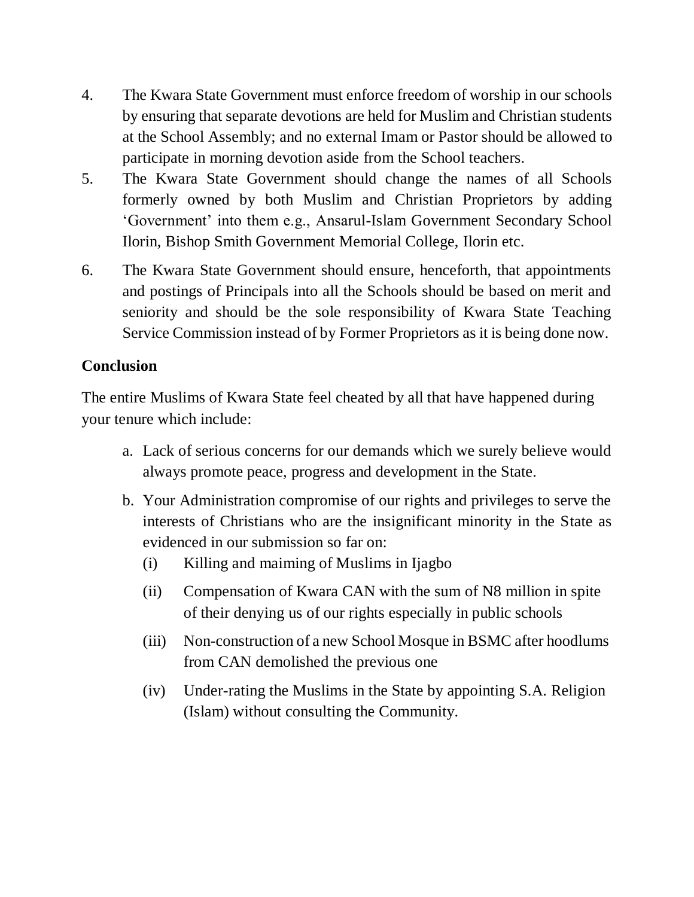4. The Kwara State Government must enforce freedom of worship in our schools by ensuring that separate devotions are held for Muslim and Christian students at the School Assembly; and no external Imam or Pastor should be allowed to participate in morning devotion aside from the School teachers.
5. The Kwara State Government should change the names of all Schools formerly owned by both Muslim and Christian Proprietors by adding 'Government' into them e.g., Ansarul-Islam Government Secondary School Ilorin, Bishop Smith Government Memorial College, Ilorin etc.
6. The Kwara State Government should ensure, henceforth, that appointments and postings of Principals into all the Schools should be based on merit and seniority and should be the sole responsibility of Kwara State Teaching Service Commission instead of by Former Proprietors as it is being done now.

**Conclusion**

The entire Muslims of Kwara State feel cheated by all that have happened during your tenure which include:

a. Lack of serious concerns for our demands which we surely believe would always promote peace, progress and development in the State.
b. Your Administration compromise of our rights and privileges to serve the interests of Christians who are the insignificant minority in the State as evidenced in our submission so far on:
   (i) Killing and maiming of Muslims in Ijagbo
   (ii) Compensation of Kwara CAN with the sum of N8 million in spite of their denying us of our rights especially in public schools
   (iii) Non-construction of a new School Mosque in BSMC after hoodlums from CAN demolished the previous one
   (iv) Under-rating the Muslims in the State by appointing S.A. Religion (Islam) without consulting the Community.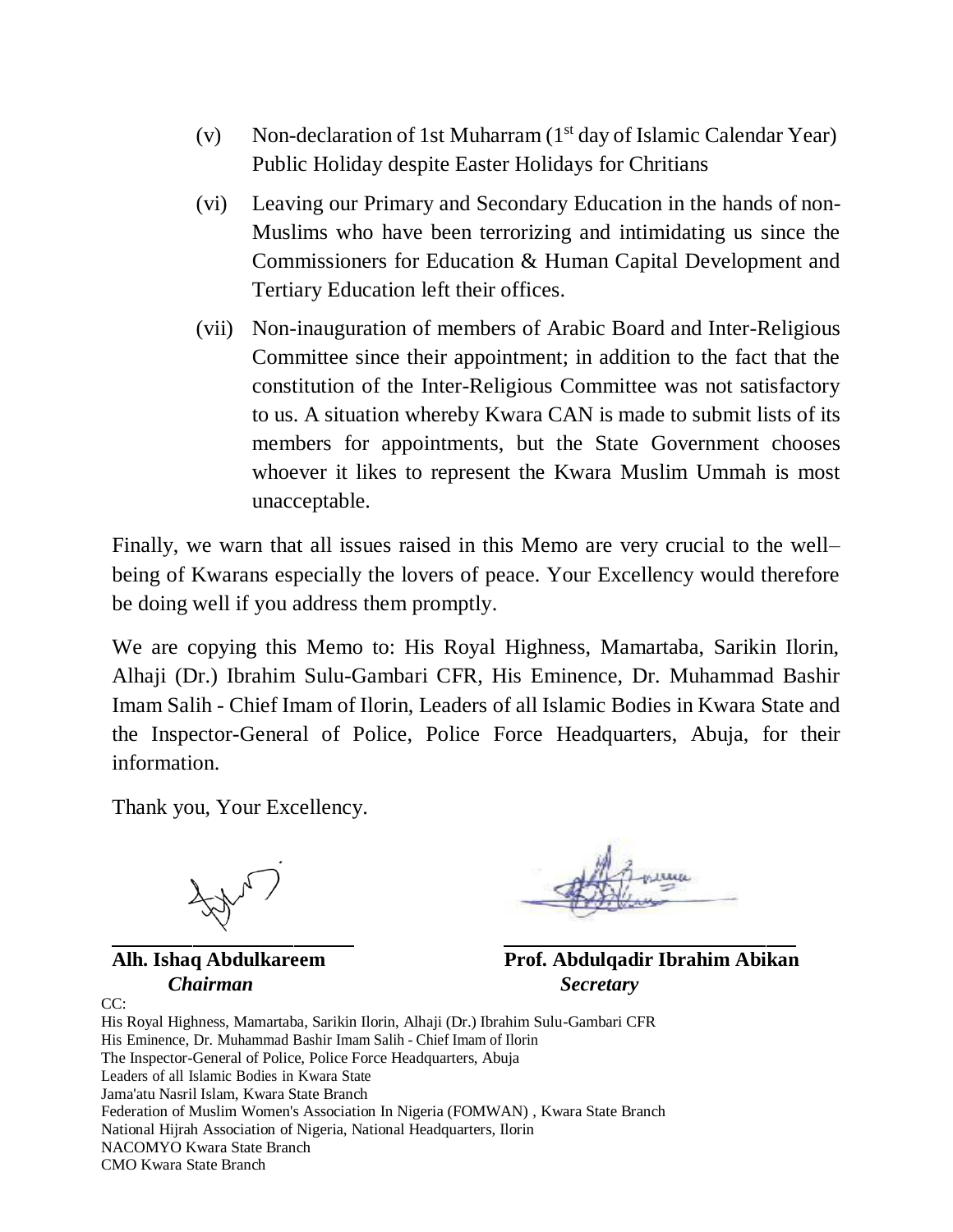(v) Non-declaration of 1st Muharram (1[st] day of Islamic Calendar Year) Public Holiday despite Easter Holidays for Chritians

(vi) Leaving our Primary and Secondary Education in the hands of non-Muslims who have been terrorizing and intimidating us since the Commissioners for Education & Human Capital Development and Tertiary Education left their offices.

(vii) Non-inauguration of members of Arabic Board and Inter-Religious Committee since their appointment; in addition to the fact that the constitution of the Inter-Religious Committee was not satisfactory to us. A situation whereby Kwara CAN is made to submit lists of its members for appointments, but the State Government chooses whoever it likes to represent the Kwara Muslim Ummah is most unacceptable.

Finally, we warn that all issues raised in this Memo are very crucial to the well–being of Kwarans especially the lovers of peace. Your Excellency would therefore be doing well if you address them promptly.

We are copying this Memo to: His Royal Highness, Mamartaba, Sarikin Ilorin, Alhaji (Dr.) Ibrahim Sulu-Gambari CFR, His Eminence, Dr. Muhammad Bashir Imam Salih - Chief Imam of Ilorin, Leaders of all Islamic Bodies in Kwara State and the Inspector-General of Police, Police Force Headquarters, Abuja, for their information.

Thank you, Your Excellency.

**Alh. Ishaq Abdulkareem**
***Chairman***

**Prof. Abdulqadir Ibrahim Abikan**
***Secretary***

CC:
His Royal Highness, Mamartaba, Sarikin Ilorin, Alhaji (Dr.) Ibrahim Sulu-Gambari CFR
His Eminence, Dr. Muhammad Bashir Imam Salih - Chief Imam of Ilorin
The Inspector-General of Police, Police Force Headquarters, Abuja
Leaders of all Islamic Bodies in Kwara State
Jama'atu Nasril Islam, Kwara State Branch
Federation of Muslim Women's Association In Nigeria (FOMWAN) , Kwara State Branch
National Hijrah Association of Nigeria, National Headquarters, Ilorin
NACOMYO Kwara State Branch
CMO Kwara State Branch